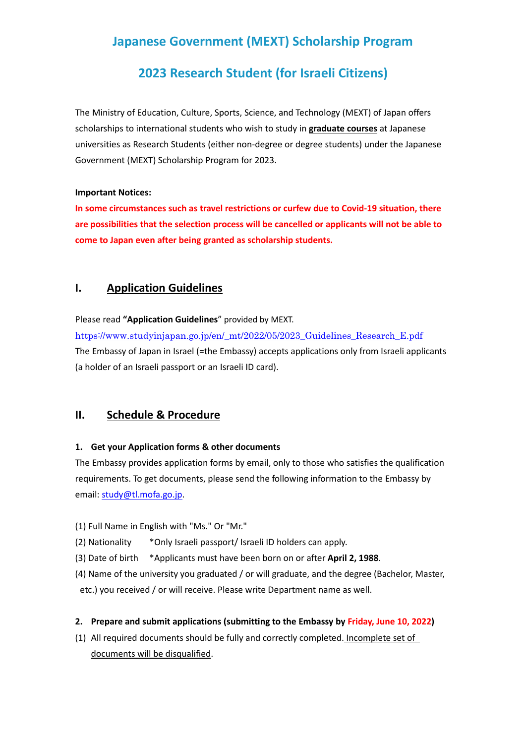# Japanese Government (MEXT) Scholarship Program

# 2023 Research Student (for Israeli Citizens)

The Ministry of Education, Culture, Sports, Science, and Technology (MEXT) of Japan offers scholarships to international students who wish to study in **graduate courses** at Japanese universities as Research Students (either non-degree or degree students) under the Japanese Government (MEXT) Scholarship Program for 2023.

**Important Notices:**

**In some circumstances such as travel restrictions or curfew due to Covid-19 situation, there are possibilities that the selection process will be cancelled or applicants will not be able to come to Japan even after being granted as scholarship students.**

## I. Application Guidelines

Please read **"Application Guidelines"** provided by MEXT.

https://www.studyinjapan.go.jp/en/_mt/2022/05/2023_Guidelines_Research_E.pdf

The Embassy of Japan in Israel (=the Embassy) accepts applications only from Israeli applicants (a holder of an Israeli passport or an Israeli ID card).

## II. Schedule & Procedure

### 1. Get your Application forms & other documents

The Embassy provides application forms by email, only to those who satisfies the qualification requirements. To get documents, please send the following information to the Embassy by email: study@tl.mofa.go.jp.

(1) Full Name in English with "Ms." Or "Mr."

(2) Nationality *Only Israeli passport/ Israeli ID holders can apply.

(3) Date of birth *Applicants must have been born on or after **April 2, 1988**.

(4) Name of the university you graduated / or will graduate, and the degree (Bachelor, Master, etc.) you received / or will receive. Please write Department name as well.

### 2. Prepare and submit applications (submitting to the Embassy by Friday, June 10, 2022)

(1) All required documents should be fully and correctly completed. Incomplete set of documents will be disqualified.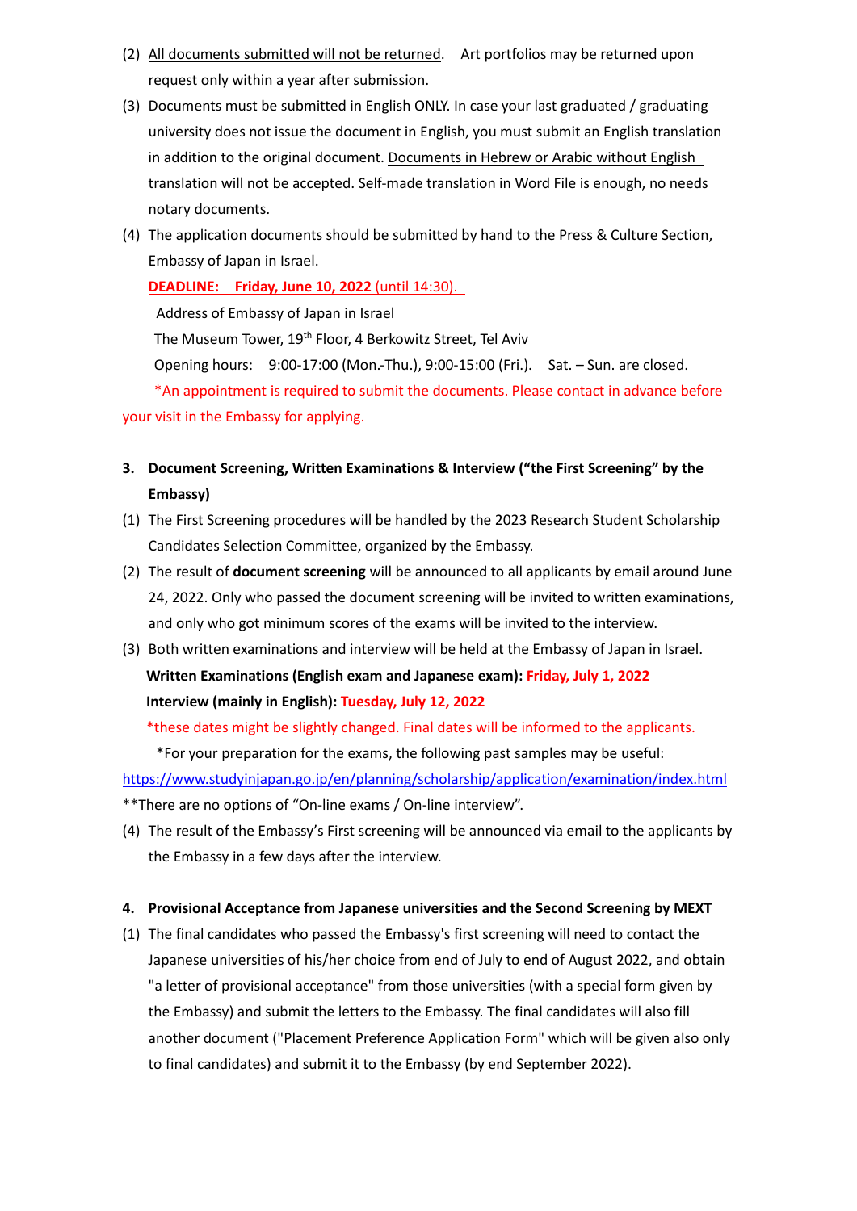(2) All documents submitted will not be returned. Art portfolios may be returned upon request only within a year after submission.

(3) Documents must be submitted in English ONLY. In case your last graduated / graduating university does not issue the document in English, you must submit an English translation in addition to the original document. Documents in Hebrew or Arabic without English translation will not be accepted. Self-made translation in Word File is enough, no needs notary documents.

(4) The application documents should be submitted by hand to the Press & Culture Section, Embassy of Japan in Israel.

**DEADLINE: Friday, June 10, 2022** (until 14:30).

Address of Embassy of Japan in Israel

The Museum Tower, 19th Floor, 4 Berkowitz Street, Tel Aviv

Opening hours: 9:00-17:00 (Mon.-Thu.), 9:00-15:00 (Fri.). Sat. – Sun. are closed.

*An appointment is required to submit the documents. Please contact in advance before your visit in the Embassy for applying.

### 3. Document Screening, Written Examinations & Interview ("the First Screening" by the Embassy)

(1) The First Screening procedures will be handled by the 2023 Research Student Scholarship Candidates Selection Committee, organized by the Embassy.

(2) The result of **document screening** will be announced to all applicants by email around June 24, 2022. Only who passed the document screening will be invited to written examinations, and only who got minimum scores of the exams will be invited to the interview.

(3) Both written examinations and interview will be held at the Embassy of Japan in Israel.

**Written Examinations (English exam and Japanese exam): Friday, July 1, 2022**

**Interview (mainly in English): Tuesday, July 12, 2022**

*these dates might be slightly changed. Final dates will be informed to the applicants.

*For your preparation for the exams, the following past samples may be useful:

https://www.studyinjapan.go.jp/en/planning/scholarship/application/examination/index.html

**There are no options of "On-line exams / On-line interview".

(4) The result of the Embassy's First screening will be announced via email to the applicants by the Embassy in a few days after the interview.

### 4. Provisional Acceptance from Japanese universities and the Second Screening by MEXT

(1) The final candidates who passed the Embassy's first screening will need to contact the Japanese universities of his/her choice from end of July to end of August 2022, and obtain "a letter of provisional acceptance" from those universities (with a special form given by the Embassy) and submit the letters to the Embassy. The final candidates will also fill another document ("Placement Preference Application Form" which will be given also only to final candidates) and submit it to the Embassy (by end September 2022).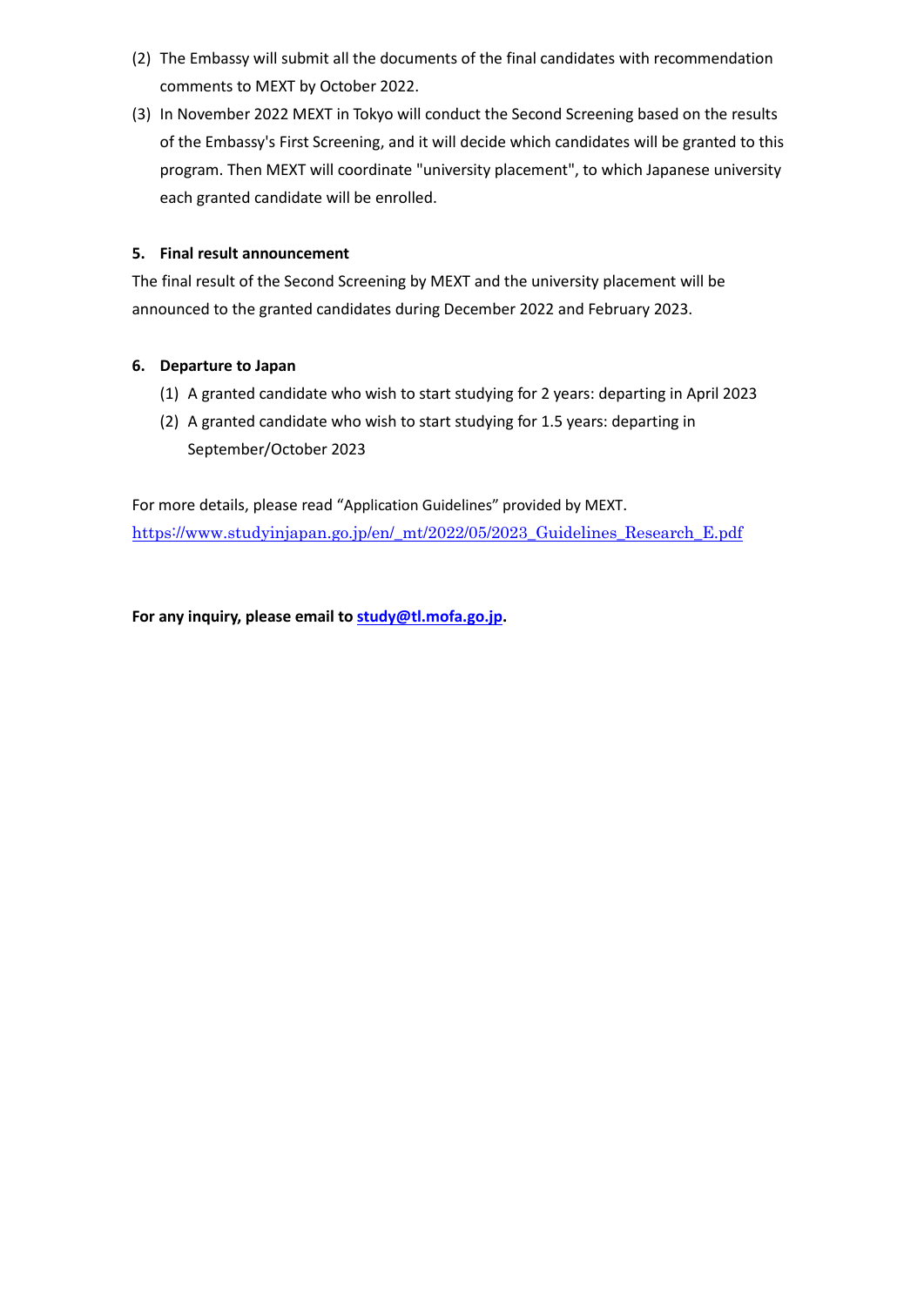(2) The Embassy will submit all the documents of the final candidates with recommendation comments to MEXT by October 2022.

(3) In November 2022 MEXT in Tokyo will conduct the Second Screening based on the results of the Embassy's First Screening, and it will decide which candidates will be granted to this program. Then MEXT will coordinate "university placement", to which Japanese university each granted candidate will be enrolled.

### 5. Final result announcement

The final result of the Second Screening by MEXT and the university placement will be announced to the granted candidates during December 2022 and February 2023.

### 6. Departure to Japan

(1) A granted candidate who wish to start studying for 2 years: departing in April 2023

(2) A granted candidate who wish to start studying for 1.5 years: departing in September/October 2023

For more details, please read “Application Guidelines” provided by MEXT.
https://www.studyinjapan.go.jp/en/_mt/2022/05/2023_Guidelines_Research_E.pdf

**For any inquiry, please email to study@tl.mofa.go.jp.**